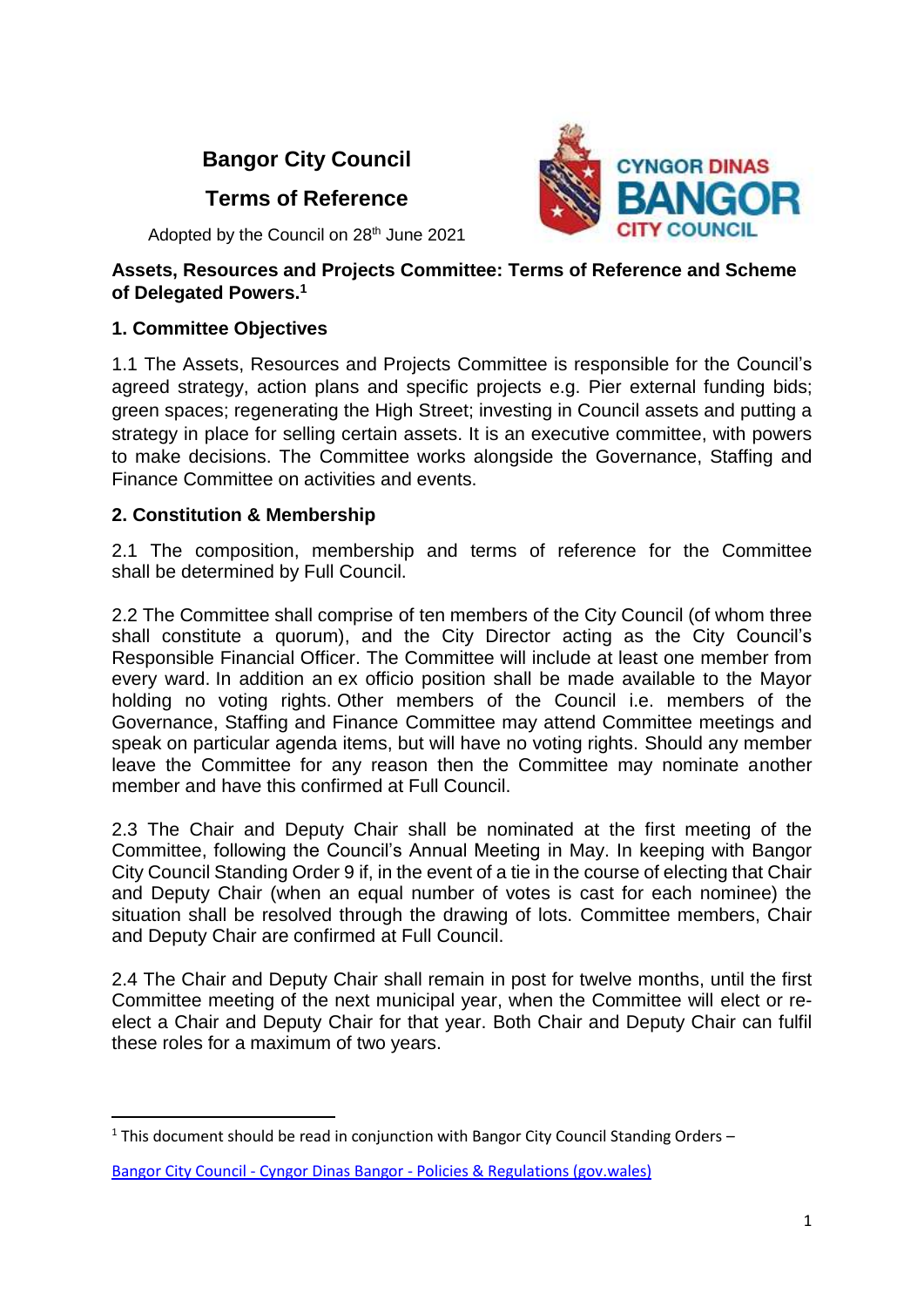**Bangor City Council**

**Terms of Reference**

Adopted by the Council on 28th June 2021

CYNGOR DINAS BANGOR CITY COUNCIL

## Assets, Resources and Projects Committee: Terms of Reference and Scheme of Delegated Powers.[1]

### 1. Committee Objectives

1.1 The Assets, Resources and Projects Committee is responsible for the Council's agreed strategy, action plans and specific projects e.g. Pier external funding bids; green spaces; regenerating the High Street; investing in Council assets and putting a strategy in place for selling certain assets. It is an executive committee, with powers to make decisions. The Committee works alongside the Governance, Staffing and Finance Committee on activities and events.

### 2. Constitution & Membership

2.1 The composition, membership and terms of reference for the Committee shall be determined by Full Council.

2.2 The Committee shall comprise of ten members of the City Council (of whom three shall constitute a quorum), and the City Director acting as the City Council's Responsible Financial Officer. The Committee will include at least one member from every ward. In addition an ex officio position shall be made available to the Mayor holding no voting rights. Other members of the Council i.e. members of the Governance, Staffing and Finance Committee may attend Committee meetings and speak on particular agenda items, but will have no voting rights. Should any member leave the Committee for any reason then the Committee may nominate another member and have this confirmed at Full Council.

2.3 The Chair and Deputy Chair shall be nominated at the first meeting of the Committee, following the Council's Annual Meeting in May. In keeping with Bangor City Council Standing Order 9 if, in the event of a tie in the course of electing that Chair and Deputy Chair (when an equal number of votes is cast for each nominee) the situation shall be resolved through the drawing of lots. Committee members, Chair and Deputy Chair are confirmed at Full Council.

2.4 The Chair and Deputy Chair shall remain in post for twelve months, until the first Committee meeting of the next municipal year, when the Committee will elect or re-elect a Chair and Deputy Chair for that year. Both Chair and Deputy Chair can fulfil these roles for a maximum of two years.

---

[1] This document should be read in conjunction with Bangor City Council Standing Orders – [Bangor City Council - Cyngor Dinas Bangor - Policies & Regulations (gov.wales)]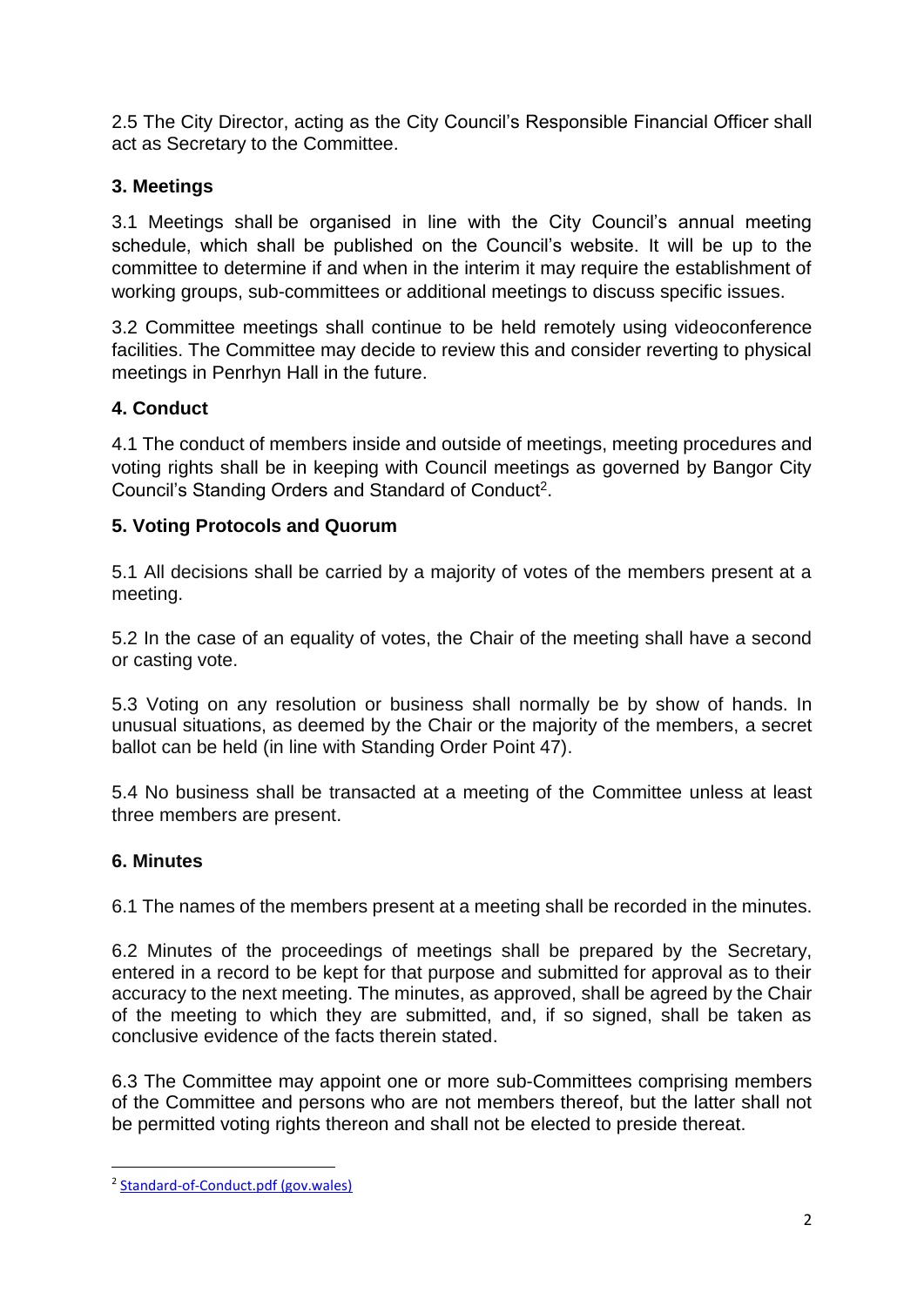2.5 The City Director, acting as the City Council's Responsible Financial Officer shall act as Secretary to the Committee.

## 3. Meetings

3.1 Meetings shall be organised in line with the City Council's annual meeting schedule, which shall be published on the Council's website. It will be up to the committee to determine if and when in the interim it may require the establishment of working groups, sub-committees or additional meetings to discuss specific issues.

3.2 Committee meetings shall continue to be held remotely using videoconference facilities. The Committee may decide to review this and consider reverting to physical meetings in Penrhyn Hall in the future.

## 4. Conduct

4.1 The conduct of members inside and outside of meetings, meeting procedures and voting rights shall be in keeping with Council meetings as governed by Bangor City Council's Standing Orders and Standard of Conduct[2].

## 5. Voting Protocols and Quorum

5.1 All decisions shall be carried by a majority of votes of the members present at a meeting.

5.2 In the case of an equality of votes, the Chair of the meeting shall have a second or casting vote.

5.3 Voting on any resolution or business shall normally be by show of hands. In unusual situations, as deemed by the Chair or the majority of the members, a secret ballot can be held (in line with Standing Order Point 47).

5.4 No business shall be transacted at a meeting of the Committee unless at least three members are present.

## 6. Minutes

6.1 The names of the members present at a meeting shall be recorded in the minutes.

6.2 Minutes of the proceedings of meetings shall be prepared by the Secretary, entered in a record to be kept for that purpose and submitted for approval as to their accuracy to the next meeting. The minutes, as approved, shall be agreed by the Chair of the meeting to which they are submitted, and, if so signed, shall be taken as conclusive evidence of the facts therein stated.

6.3 The Committee may appoint one or more sub-Committees comprising members of the Committee and persons who are not members thereof, but the latter shall not be permitted voting rights thereon and shall not be elected to preside thereat.

---

[2] Standard-of-Conduct.pdf (gov.wales)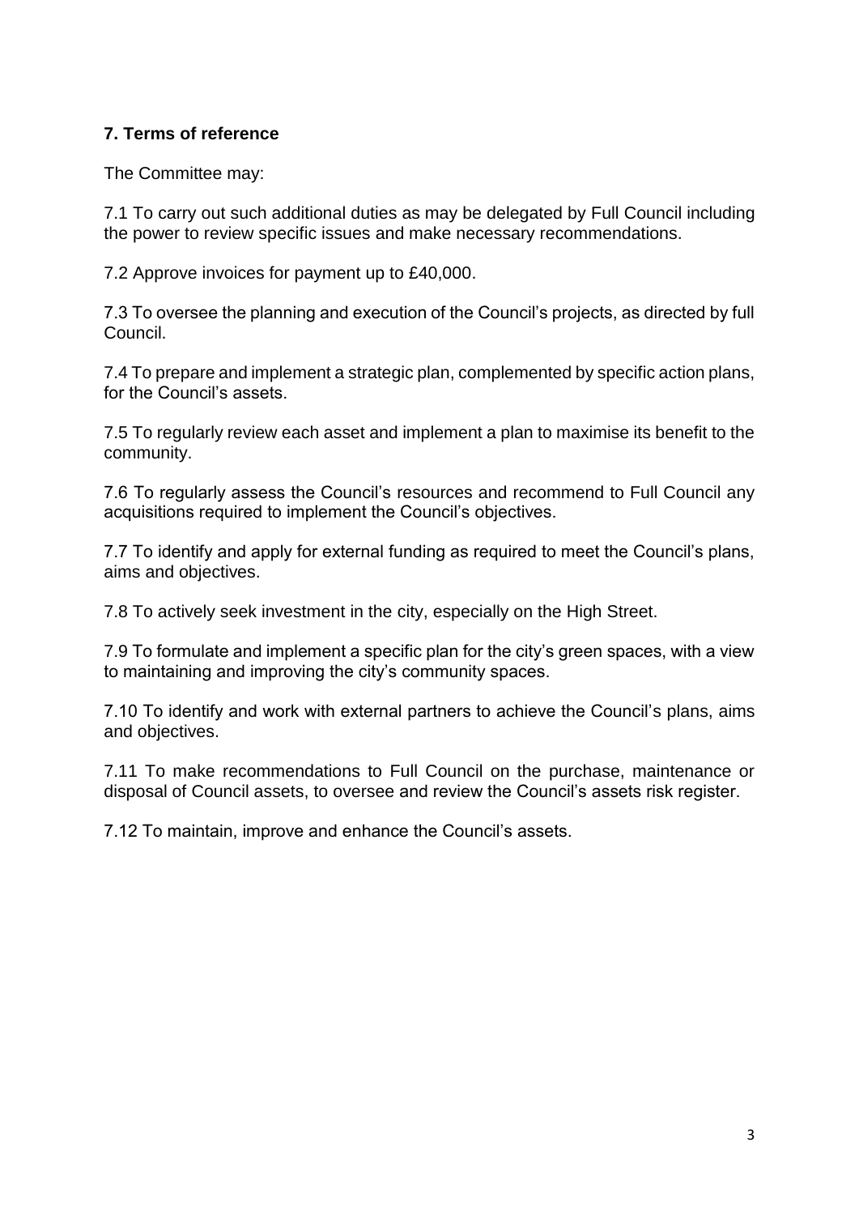**7. Terms of reference**

The Committee may:

7.1 To carry out such additional duties as may be delegated by Full Council including the power to review specific issues and make necessary recommendations.

7.2 Approve invoices for payment up to £40,000.

7.3 To oversee the planning and execution of the Council's projects, as directed by full Council.

7.4 To prepare and implement a strategic plan, complemented by specific action plans, for the Council's assets.

7.5 To regularly review each asset and implement a plan to maximise its benefit to the community.

7.6 To regularly assess the Council's resources and recommend to Full Council any acquisitions required to implement the Council's objectives.

7.7 To identify and apply for external funding as required to meet the Council's plans, aims and objectives.

7.8 To actively seek investment in the city, especially on the High Street.

7.9 To formulate and implement a specific plan for the city's green spaces, with a view to maintaining and improving the city's community spaces.

7.10 To identify and work with external partners to achieve the Council's plans, aims and objectives.

7.11 To make recommendations to Full Council on the purchase, maintenance or disposal of Council assets, to oversee and review the Council's assets risk register.

7.12 To maintain, improve and enhance the Council's assets.